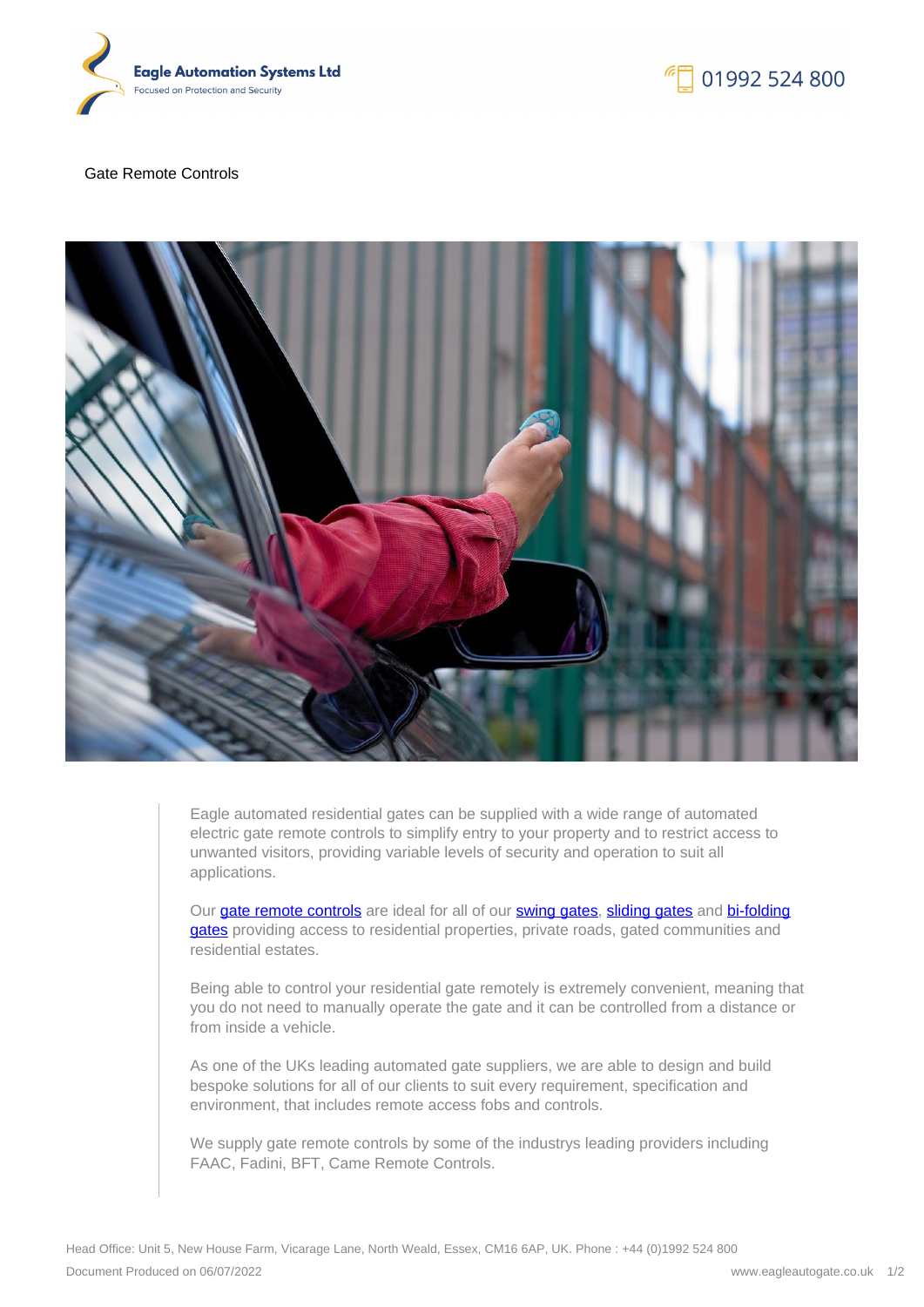# Gate Remote Controls

Eagle automated residential gates can be supplied with a wide range of automated electric gate remote controls to simplify entry to your property and to restrict access to unwanted visitors, providing variable levels of security and operation to suit all applications.

Our gate remote controls are ideal for all of our swing gates, sliding gates and bi-folding gates providing access to residential properties, private roads, gated communities and residential estates.

Being able to control your residential gate remotely is extremely convenient, meaning that you do not need to manually operate the gate and it can be controlled from a distance or from inside a vehicle.

As one of the UKs leading automated gate suppliers, we are able to design and build bespoke solutions for all of our clients to suit every requirement, specification and environment, that includes remote access fobs and controls.

We supply gate remote controls by some of the industrys leading providers including FAAC, Fadini, BFT, Came Remote Controls.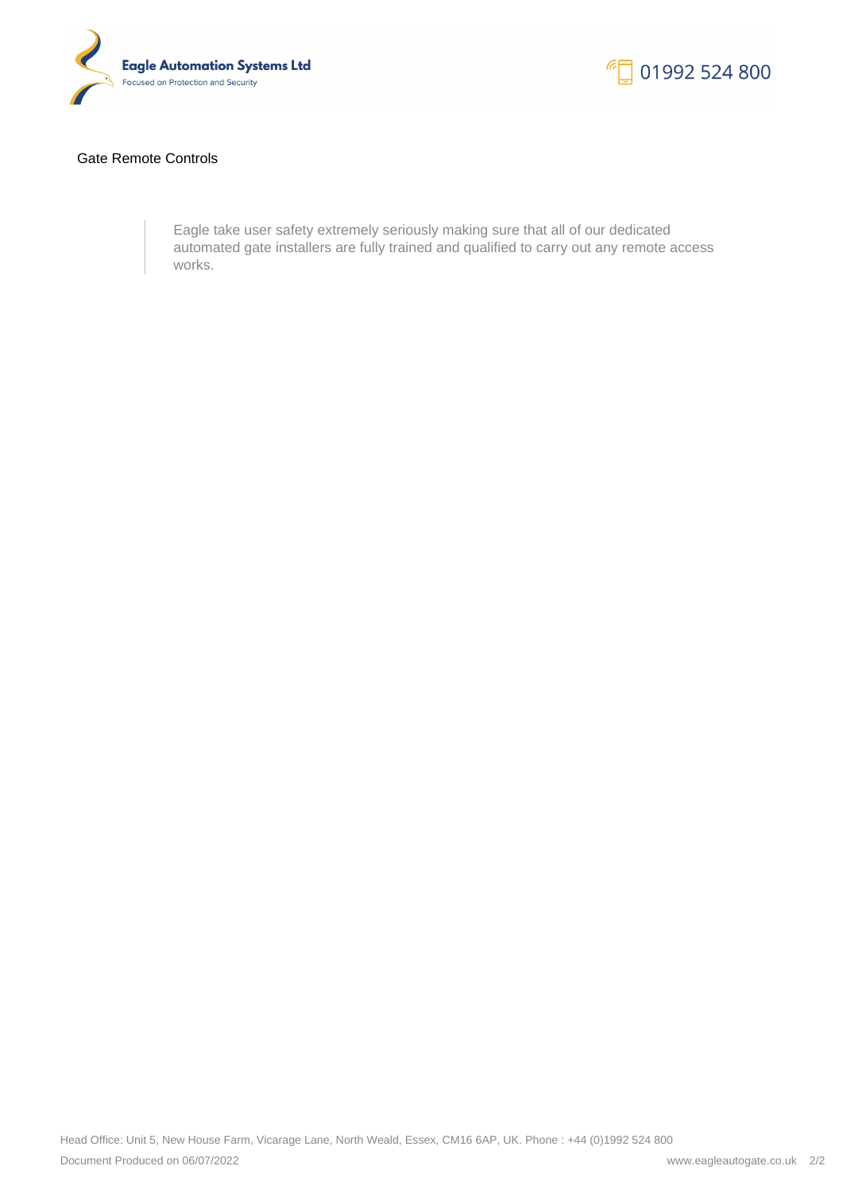Gate Remote Controls

> Eagle take user safety extremely seriously making sure that all of our dedicated automated gate installers are fully trained and qualified to carry out any remote access works.